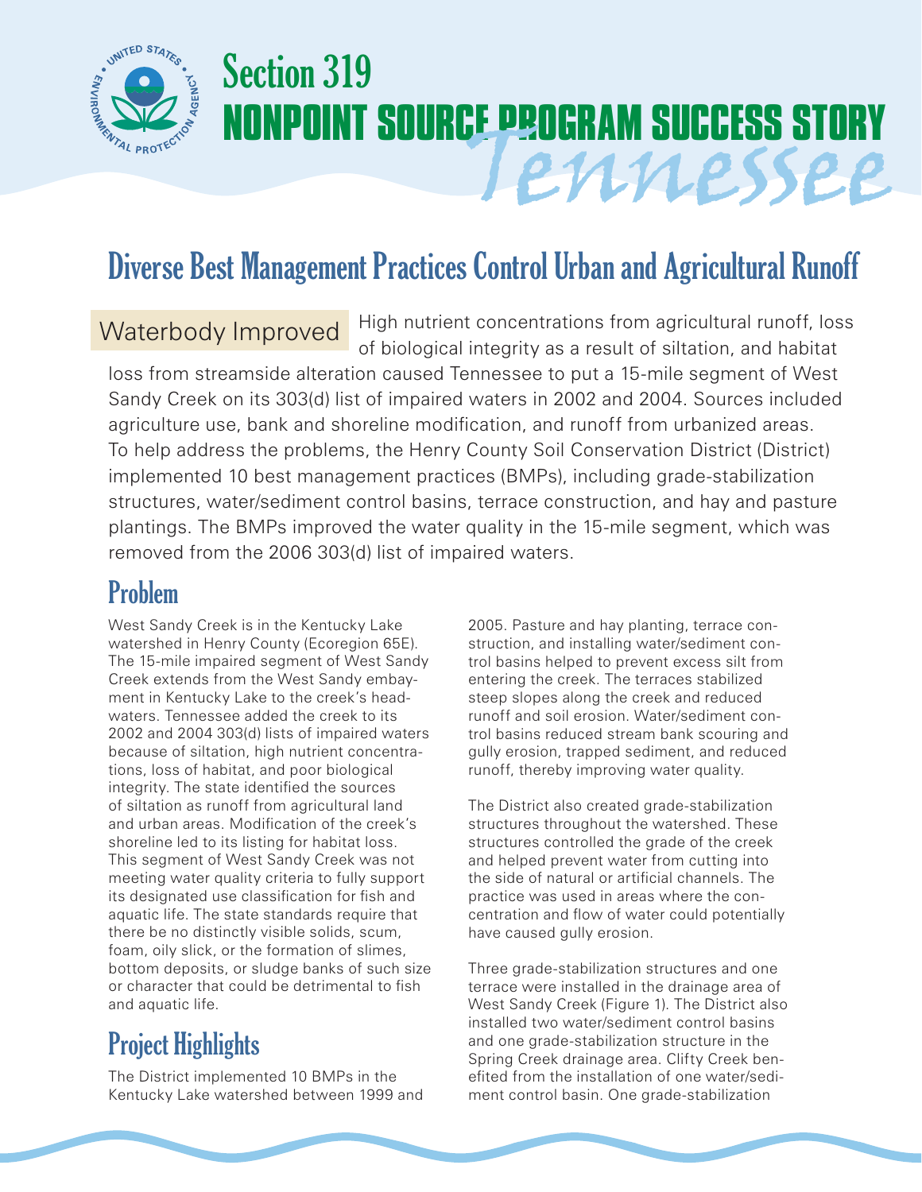# Section 319 NONPOINT SOURCE PROGRAM SUCCESS STORY

## Tennessee

## Diverse Best Management Practices Control Urban and Agricultural Runoff

**Waterbody Improved** High nutrient concentrations from agricultural runoff, loss of biological integrity as a result of siltation, and habitat loss from streamside alteration caused Tennessee to put a 15-mile segment of West Sandy Creek on its 303(d) list of impaired waters in 2002 and 2004. Sources included agriculture use, bank and shoreline modification, and runoff from urbanized areas. To help address the problems, the Henry County Soil Conservation District (District) implemented 10 best management practices (BMPs), including grade-stabilization structures, water/sediment control basins, terrace construction, and hay and pasture plantings. The BMPs improved the water quality in the 15-mile segment, which was removed from the 2006 303(d) list of impaired waters.

## Problem

West Sandy Creek is in the Kentucky Lake watershed in Henry County (Ecoregion 65E). The 15-mile impaired segment of West Sandy Creek extends from the West Sandy embayment in Kentucky Lake to the creek's headwaters. Tennessee added the creek to its 2002 and 2004 303(d) lists of impaired waters because of siltation, high nutrient concentrations, loss of habitat, and poor biological integrity. The state identified the sources of siltation as runoff from agricultural land and urban areas. Modification of the creek's shoreline led to its listing for habitat loss. This segment of West Sandy Creek was not meeting water quality criteria to fully support its designated use classification for fish and aquatic life. The state standards require that there be no distinctly visible solids, scum, foam, oily slick, or the formation of slimes, bottom deposits, or sludge banks of such size or character that could be detrimental to fish and aquatic life.

## Project Highlights

The District implemented 10 BMPs in the Kentucky Lake watershed between 1999 and 2005. Pasture and hay planting, terrace construction, and installing water/sediment control basins helped to prevent excess silt from entering the creek. The terraces stabilized steep slopes along the creek and reduced runoff and soil erosion. Water/sediment control basins reduced stream bank scouring and gully erosion, trapped sediment, and reduced runoff, thereby improving water quality.

The District also created grade-stabilization structures throughout the watershed. These structures controlled the grade of the creek and helped prevent water from cutting into the side of natural or artificial channels. The practice was used in areas where the concentration and flow of water could potentially have caused gully erosion.

Three grade-stabilization structures and one terrace were installed in the drainage area of West Sandy Creek (Figure 1). The District also installed two water/sediment control basins and one grade-stabilization structure in the Spring Creek drainage area. Clifty Creek benefited from the installation of one water/sediment control basin. One grade-stabilization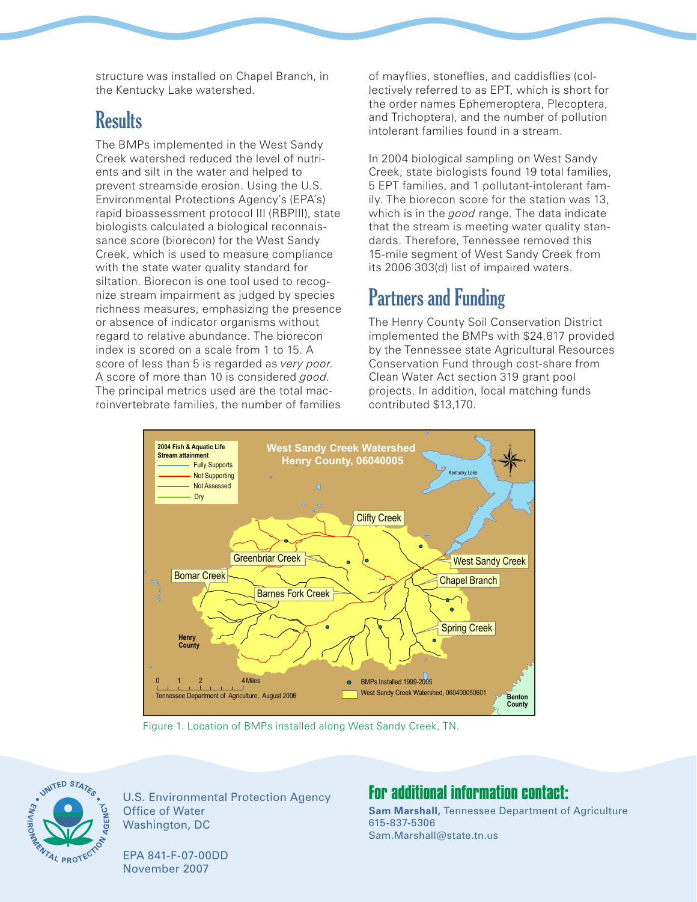structure was installed on Chapel Branch, in the Kentucky Lake watershed.

## Results

The BMPs implemented in the West Sandy Creek watershed reduced the level of nutrients and silt in the water and helped to prevent streamside erosion. Using the U.S. Environmental Protections Agency's (EPA's) rapid bioassessment protocol III (RBPIII), state biologists calculated a biological reconnaissance score (biorecon) for the West Sandy Creek, which is used to measure compliance with the state water quality standard for siltation. Biorecon is one tool used to recognize stream impairment as judged by species richness measures, emphasizing the presence or absence of indicator organisms without regard to relative abundance. The biorecon index is scored on a scale from 1 to 15. A score of less than 5 is regarded as *very poor*. A score of more than 10 is considered *good*. The principal metrics used are the total macroinvertebrate families, the number of families of mayflies, stoneflies, and caddisflies (collectively referred to as EPT, which is short for the order names Ephemeroptera, Plecoptera, and Trichoptera), and the number of pollution intolerant families found in a stream.

In 2004 biological sampling on West Sandy Creek, state biologists found 19 total families, 5 EPT families, and 1 pollutant-intolerant family. The biorecon score for the station was 13, which is in the *good* range. The data indicate that the stream is meeting water quality standards. Therefore, Tennessee removed this 15-mile segment of West Sandy Creek from its 2006 303(d) list of impaired waters.

## Partners and Funding

The Henry County Soil Conservation District implemented the BMPs with $24,817 provided by the Tennessee state Agricultural Resources Conservation Fund through cost-share from Clean Water Act section 319 grant pool projects. In addition, local matching funds contributed $13,170.

West Sandy Creek Watershed
Henry County, 06040005

2004 Fish & Aquatic Life Stream attainment
Fully Supports
Not Supporting
Not Assessed
Dry

Kentucky Lake
Clifty Creek
Greenbriar Creek
West Sandy Creek
Bomar Creek
Chapel Branch
Barnes Fork Creek
Spring Creek
Henry County
Benton County

0 1 2 4 Miles

BMPs Installed 1999-2005
West Sandy Creek Watershed, 060400050601

Tennessee Department of Agriculture, August 2006

Figure 1. Location of BMPs installed along West Sandy Creek, TN.

U.S. Environmental Protection Agency
Office of Water
Washington, DC

EPA 841-F-07-00DD
November 2007

### For additional information contact:

**Sam Marshall,** Tennessee Department of Agriculture
615-837-5306
Sam.Marshall@state.tn.us